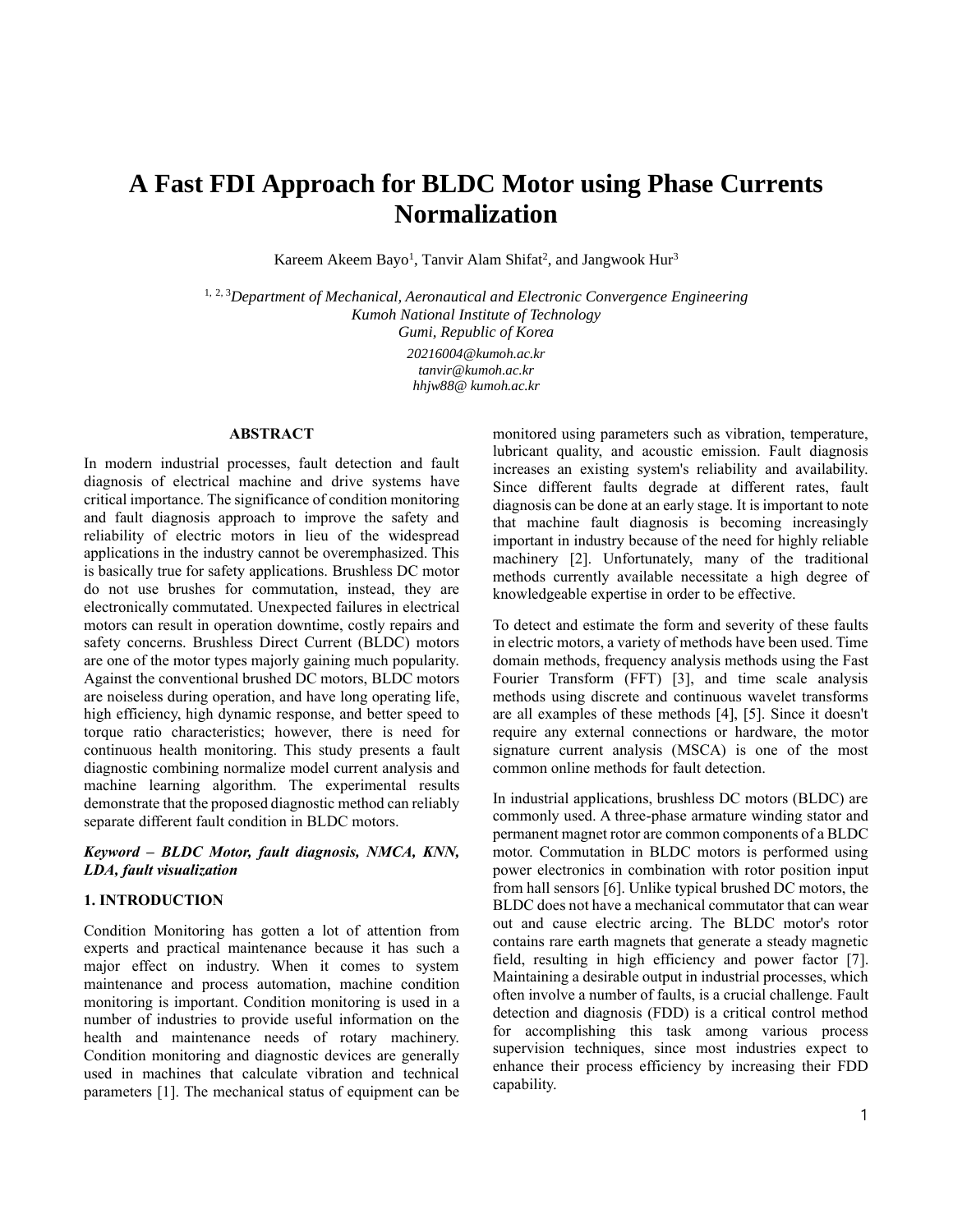# A Fast FDI Approach for BLDC Motor using Phase Currents Normalization

Kareem Akeem Bayo[1], Tanvir Alam Shifat[2], and Jangwook Hur[3]

[1, 2, 3]*Department of Mechanical, Aeronautical and Electronic Convergence Engineering*
*Kumoh National Institute of Technology*
*Gumi, Republic of Korea*

*20216004@kumoh.ac.kr*
*tanvir@kumoh.ac.kr*
*hhjw88@ kumoh.ac.kr*

## ABSTRACT

In modern industrial processes, fault detection and fault diagnosis of electrical machine and drive systems have critical importance. The significance of condition monitoring and fault diagnosis approach to improve the safety and reliability of electric motors in lieu of the widespread applications in the industry cannot be overemphasized. This is basically true for safety applications. Brushless DC motor do not use brushes for commutation, instead, they are electronically commutated. Unexpected failures in electrical motors can result in operation downtime, costly repairs and safety concerns. Brushless Direct Current (BLDC) motors are one of the motor types majorly gaining much popularity. Against the conventional brushed DC motors, BLDC motors are noiseless during operation, and have long operating life, high efficiency, high dynamic response, and better speed to torque ratio characteristics; however, there is need for continuous health monitoring. This study presents a fault diagnostic combining normalize model current analysis and machine learning algorithm. The experimental results demonstrate that the proposed diagnostic method can reliably separate different fault condition in BLDC motors.

***Keyword – BLDC Motor, fault diagnosis, NMCA, KNN, LDA, fault visualization***

## 1. INTRODUCTION

Condition Monitoring has gotten a lot of attention from experts and practical maintenance because it has such a major effect on industry. When it comes to system maintenance and process automation, machine condition monitoring is important. Condition monitoring is used in a number of industries to provide useful information on the health and maintenance needs of rotary machinery. Condition monitoring and diagnostic devices are generally used in machines that calculate vibration and technical parameters [1]. The mechanical status of equipment can be monitored using parameters such as vibration, temperature, lubricant quality, and acoustic emission. Fault diagnosis increases an existing system's reliability and availability. Since different faults degrade at different rates, fault diagnosis can be done at an early stage. It is important to note that machine fault diagnosis is becoming increasingly important in industry because of the need for highly reliable machinery [2]. Unfortunately, many of the traditional methods currently available necessitate a high degree of knowledgeable expertise in order to be effective.

To detect and estimate the form and severity of these faults in electric motors, a variety of methods have been used. Time domain methods, frequency analysis methods using the Fast Fourier Transform (FFT) [3], and time scale analysis methods using discrete and continuous wavelet transforms are all examples of these methods [4], [5]. Since it doesn't require any external connections or hardware, the motor signature current analysis (MSCA) is one of the most common online methods for fault detection.

In industrial applications, brushless DC motors (BLDC) are commonly used. A three-phase armature winding stator and permanent magnet rotor are common components of a BLDC motor. Commutation in BLDC motors is performed using power electronics in combination with rotor position input from hall sensors [6]. Unlike typical brushed DC motors, the BLDC does not have a mechanical commutator that can wear out and cause electric arcing. The BLDC motor's rotor contains rare earth magnets that generate a steady magnetic field, resulting in high efficiency and power factor [7]. Maintaining a desirable output in industrial processes, which often involve a number of faults, is a crucial challenge. Fault detection and diagnosis (FDD) is a critical control method for accomplishing this task among various process supervision techniques, since most industries expect to enhance their process efficiency by increasing their FDD capability.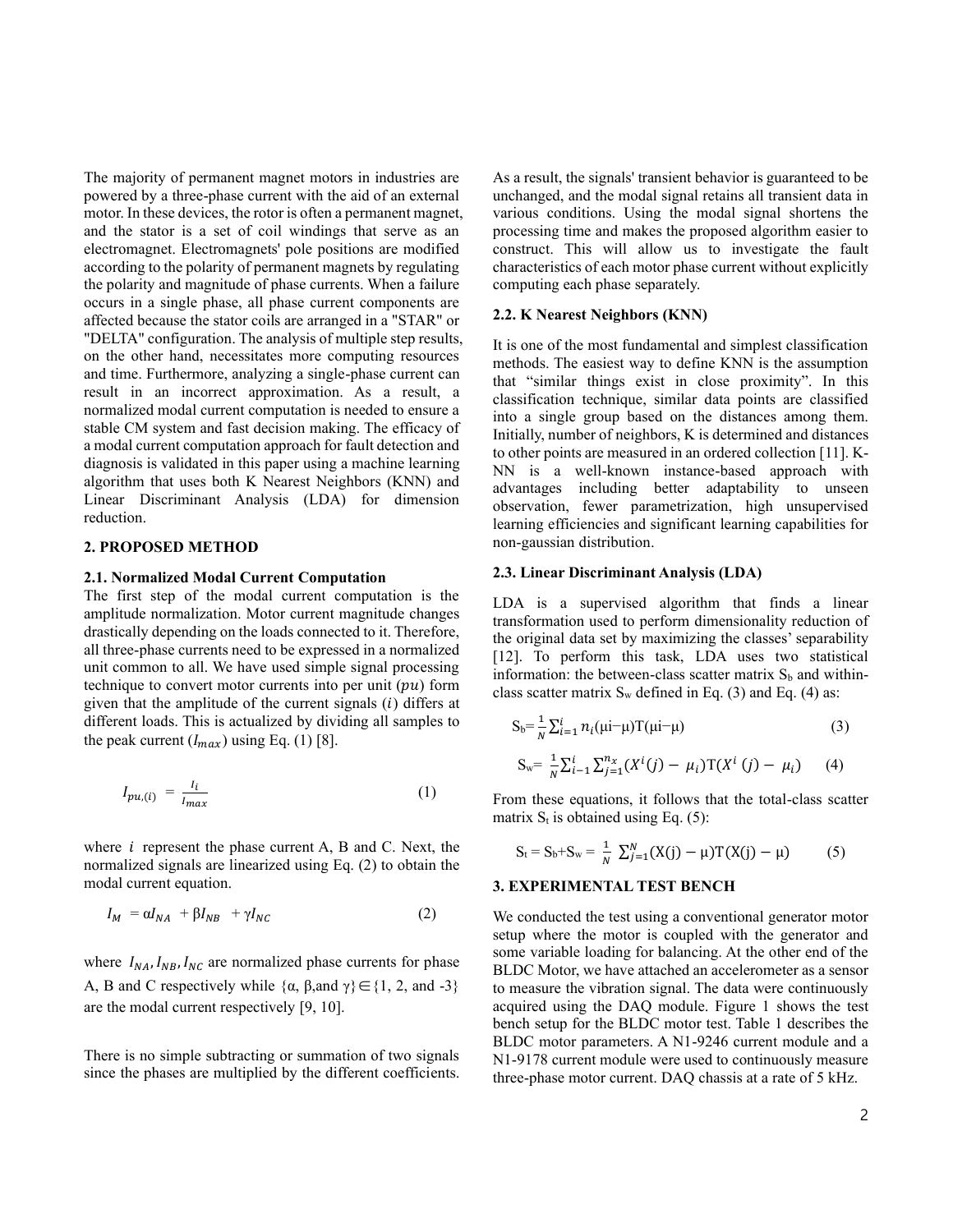The majority of permanent magnet motors in industries are powered by a three-phase current with the aid of an external motor. In these devices, the rotor is often a permanent magnet, and the stator is a set of coil windings that serve as an electromagnet. Electromagnets' pole positions are modified according to the polarity of permanent magnets by regulating the polarity and magnitude of phase currents. When a failure occurs in a single phase, all phase current components are affected because the stator coils are arranged in a "STAR" or "DELTA" configuration. The analysis of multiple step results, on the other hand, necessitates more computing resources and time. Furthermore, analyzing a single-phase current can result in an incorrect approximation. As a result, a normalized modal current computation is needed to ensure a stable CM system and fast decision making. The efficacy of a modal current computation approach for fault detection and diagnosis is validated in this paper using a machine learning algorithm that uses both K Nearest Neighbors (KNN) and Linear Discriminant Analysis (LDA) for dimension reduction.

## 2. PROPOSED METHOD

### 2.1. Normalized Modal Current Computation

The first step of the modal current computation is the amplitude normalization. Motor current magnitude changes drastically depending on the loads connected to it. Therefore, all three-phase currents need to be expressed in a normalized unit common to all. We have used simple signal processing technique to convert motor currents into per unit ($pu$) form given that the amplitude of the current signals ($i$) differs at different loads. This is actualized by dividing all samples to the peak current ($I_{max}$) using Eq. (1) [8].

$$I_{pu,(i)} = \frac{I_i}{I_{max}} \tag{1}$$

where $i$ represent the phase current A, B and C. Next, the normalized signals are linearized using Eq. (2) to obtain the modal current equation.

$$I_M = \alpha I_{NA} + \beta I_{NB} + \gamma I_{NC} \tag{2}$$

where $I_{NA}, I_{NB}, I_{NC}$ are normalized phase currents for phase A, B and C respectively while $\{\alpha, \beta, \text{and } \gamma\} \in \{1, 2, \text{and } -3\}$ are the modal current respectively [9, 10].

There is no simple subtracting or summation of two signals since the phases are multiplied by the different coefficients. As a result, the signals' transient behavior is guaranteed to be unchanged, and the modal signal retains all transient data in various conditions. Using the modal signal shortens the processing time and makes the proposed algorithm easier to construct. This will allow us to investigate the fault characteristics of each motor phase current without explicitly computing each phase separately.

### 2.2. K Nearest Neighbors (KNN)

It is one of the most fundamental and simplest classification methods. The easiest way to define KNN is the assumption that "similar things exist in close proximity". In this classification technique, similar data points are classified into a single group based on the distances among them. Initially, number of neighbors, K is determined and distances to other points are measured in an ordered collection [11]. K-NN is a well-known instance-based approach with advantages including better adaptability to unseen observation, fewer parametrization, high unsupervised learning efficiencies and significant learning capabilities for non-gaussian distribution.

### 2.3. Linear Discriminant Analysis (LDA)

LDA is a supervised algorithm that finds a linear transformation used to perform dimensionality reduction of the original data set by maximizing the classes' separability [12]. To perform this task, LDA uses two statistical information: the between-class scatter matrix $S_b$ and within-class scatter matrix $S_w$ defined in Eq. (3) and Eq. (4) as:

$$S_b = \frac{1}{N}\sum_{i=1}^{i} n_i(\mu i - \mu)T(\mu i - \mu) \tag{3}$$

$$S_w = \frac{1}{N}\sum_{i-1}^{i}\sum_{j=1}^{n_x}(X^i(j) - \mu_i)T(X^i(j) - \mu_i) \tag{4}$$

From these equations, it follows that the total-class scatter matrix $S_t$ is obtained using Eq. (5):

$$S_t = S_b + S_w = \frac{1}{N}\sum_{j=1}^{N}(X(j) - \mu)T(X(j) - \mu) \tag{5}$$

## 3. EXPERIMENTAL TEST BENCH

We conducted the test using a conventional generator motor setup where the motor is coupled with the generator and some variable loading for balancing. At the other end of the BLDC Motor, we have attached an accelerometer as a sensor to measure the vibration signal. The data were continuously acquired using the DAQ module. Figure 1 shows the test bench setup for the BLDC motor test. Table 1 describes the BLDC motor parameters. A N1-9246 current module and a N1-9178 current module were used to continuously measure three-phase motor current. DAQ chassis at a rate of 5 kHz.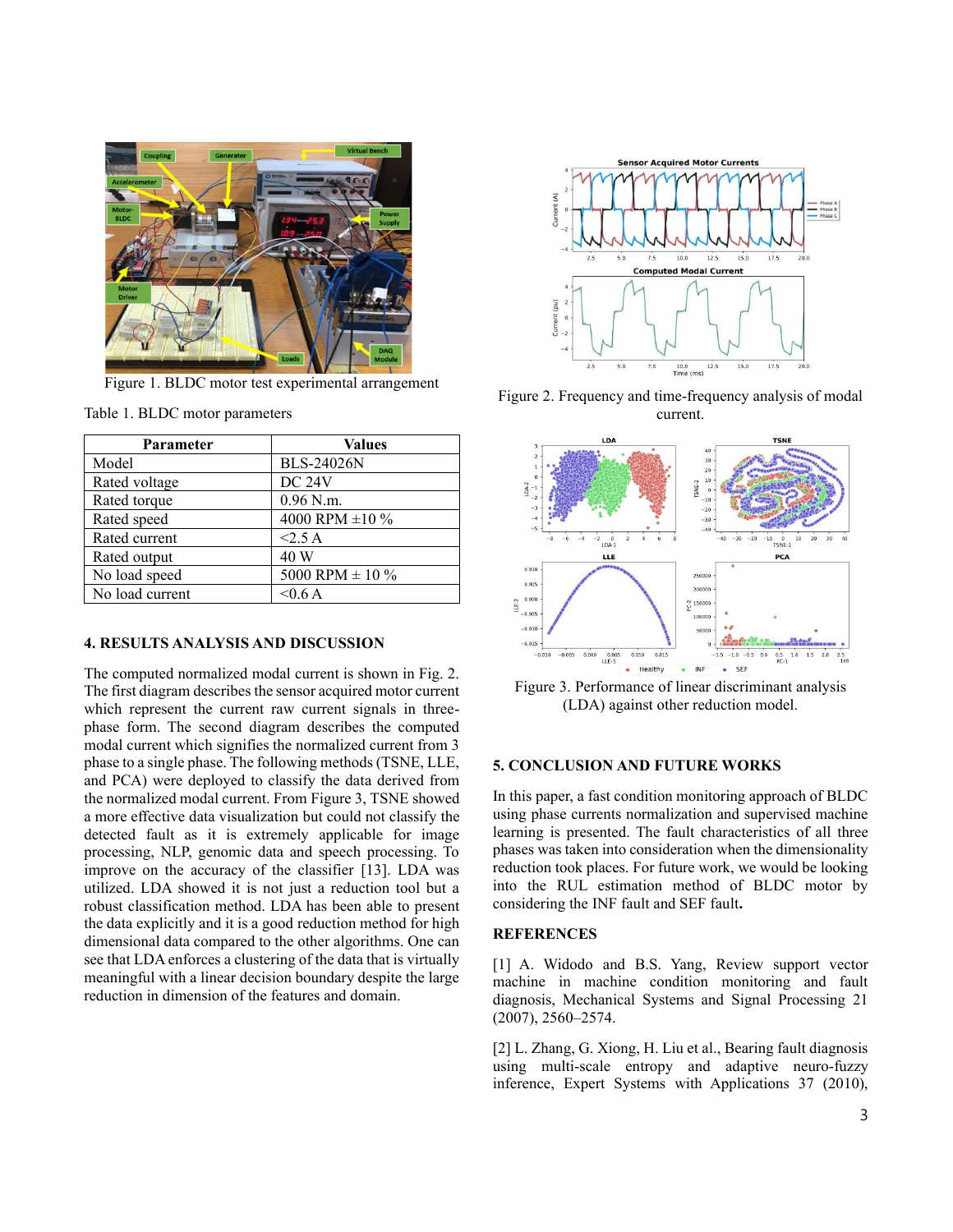Figure 1. BLDC motor test experimental arrangement

Table 1. BLDC motor parameters

| Parameter | Values |
|---|---|
| Model | BLS-24026N |
| Rated voltage | DC 24V |
| Rated torque | 0.96 N.m. |
| Rated speed | 4000 RPM ±10 % |
| Rated current | <2.5 A |
| Rated output | 40 W |
| No load speed | 5000 RPM ± 10 % |
| No load current | <0.6 A |

## 4. RESULTS ANALYSIS AND DISCUSSION

The computed normalized modal current is shown in Fig. 2. The first diagram describes the sensor acquired motor current which represent the current raw current signals in three-phase form. The second diagram describes the computed modal current which signifies the normalized current from 3 phase to a single phase. The following methods (TSNE, LLE, and PCA) were deployed to classify the data derived from the normalized modal current. From Figure 3, TSNE showed a more effective data visualization but could not classify the detected fault as it is extremely applicable for image processing, NLP, genomic data and speech processing. To improve on the accuracy of the classifier [13]. LDA was utilized. LDA showed it is not just a reduction tool but a robust classification method. LDA has been able to present the data explicitly and it is a good reduction method for high dimensional data compared to the other algorithms. One can see that LDA enforces a clustering of the data that is virtually meaningful with a linear decision boundary despite the large reduction in dimension of the features and domain.

Figure 2. Frequency and time-frequency analysis of modal current.

Figure 3. Performance of linear discriminant analysis (LDA) against other reduction model.

## 5. CONCLUSION AND FUTURE WORKS

In this paper, a fast condition monitoring approach of BLDC using phase currents normalization and supervised machine learning is presented. The fault characteristics of all three phases was taken into consideration when the dimensionality reduction took places. For future work, we would be looking into the RUL estimation method of BLDC motor by considering the INF fault and SEF fault**.**

## REFERENCES

[1] A. Widodo and B.S. Yang, Review support vector machine in machine condition monitoring and fault diagnosis, Mechanical Systems and Signal Processing 21 (2007), 2560–2574.

[2] L. Zhang, G. Xiong, H. Liu et al., Bearing fault diagnosis using multi-scale entropy and adaptive neuro-fuzzy inference, Expert Systems with Applications 37 (2010),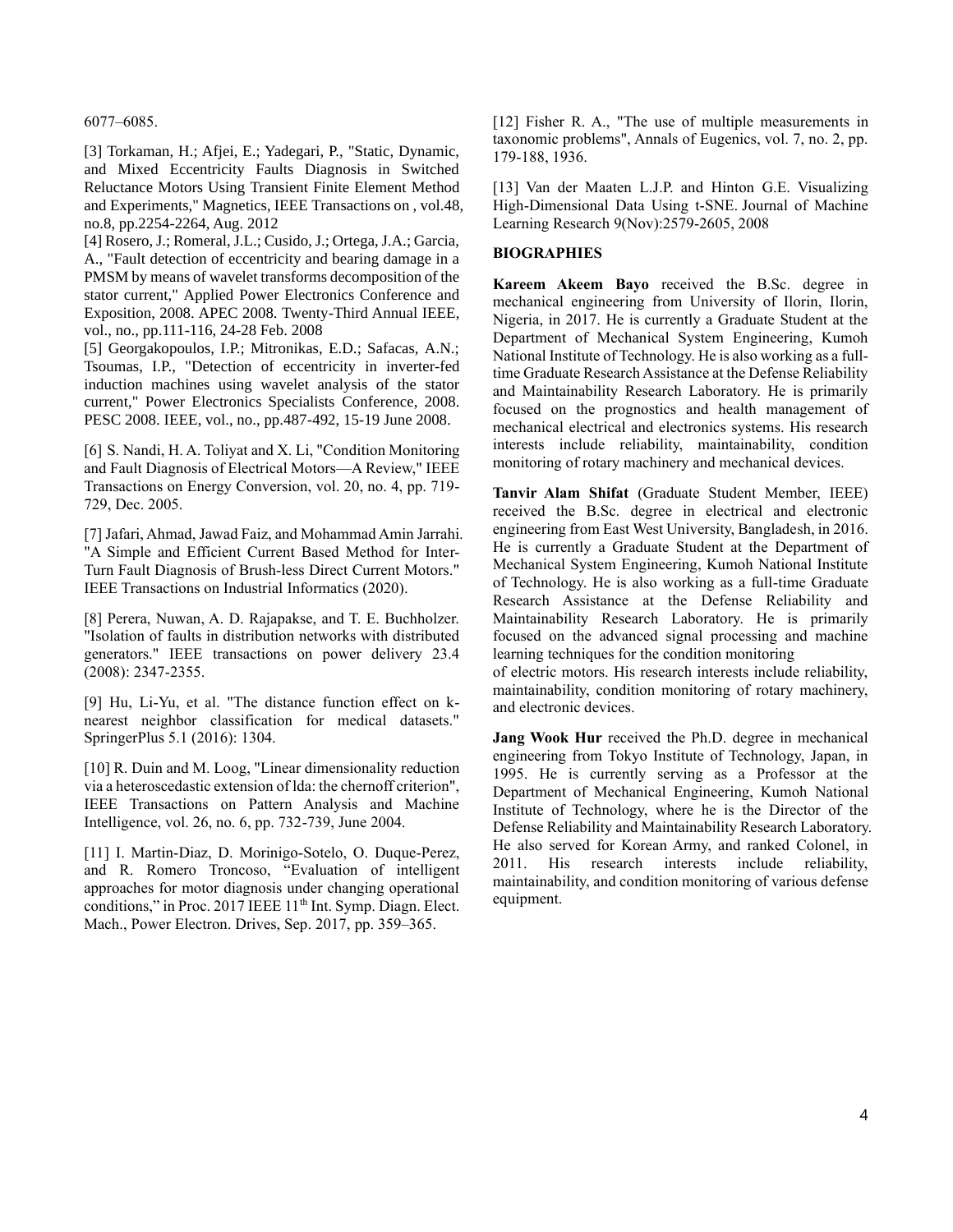6077–6085.

[3] Torkaman, H.; Afjei, E.; Yadegari, P., "Static, Dynamic, and Mixed Eccentricity Faults Diagnosis in Switched Reluctance Motors Using Transient Finite Element Method and Experiments," Magnetics, IEEE Transactions on , vol.48, no.8, pp.2254-2264, Aug. 2012

[4] Rosero, J.; Romeral, J.L.; Cusido, J.; Ortega, J.A.; Garcia, A., "Fault detection of eccentricity and bearing damage in a PMSM by means of wavelet transforms decomposition of the stator current," Applied Power Electronics Conference and Exposition, 2008. APEC 2008. Twenty-Third Annual IEEE, vol., no., pp.111-116, 24-28 Feb. 2008

[5] Georgakopoulos, I.P.; Mitronikas, E.D.; Safacas, A.N.; Tsoumas, I.P., "Detection of eccentricity in inverter-fed induction machines using wavelet analysis of the stator current," Power Electronics Specialists Conference, 2008. PESC 2008. IEEE, vol., no., pp.487-492, 15-19 June 2008.

[6] S. Nandi, H. A. Toliyat and X. Li, "Condition Monitoring and Fault Diagnosis of Electrical Motors—A Review," IEEE Transactions on Energy Conversion, vol. 20, no. 4, pp. 719-729, Dec. 2005.

[7] Jafari, Ahmad, Jawad Faiz, and Mohammad Amin Jarrahi. "A Simple and Efficient Current Based Method for Inter-Turn Fault Diagnosis of Brush-less Direct Current Motors." IEEE Transactions on Industrial Informatics (2020).

[8] Perera, Nuwan, A. D. Rajapakse, and T. E. Buchholzer. "Isolation of faults in distribution networks with distributed generators." IEEE transactions on power delivery 23.4 (2008): 2347-2355.

[9] Hu, Li-Yu, et al. "The distance function effect on k-nearest neighbor classification for medical datasets." SpringerPlus 5.1 (2016): 1304.

[10] R. Duin and M. Loog, "Linear dimensionality reduction via a heteroscedastic extension of lda: the chernoff criterion", IEEE Transactions on Pattern Analysis and Machine Intelligence, vol. 26, no. 6, pp. 732-739, June 2004.

[11] I. Martin-Diaz, D. Morinigo-Sotelo, O. Duque-Perez, and R. Romero Troncoso, "Evaluation of intelligent approaches for motor diagnosis under changing operational conditions," in Proc. 2017 IEEE 11th Int. Symp. Diagn. Elect. Mach., Power Electron. Drives, Sep. 2017, pp. 359–365.

[12] Fisher R. A., "The use of multiple measurements in taxonomic problems", Annals of Eugenics, vol. 7, no. 2, pp. 179-188, 1936.

[13] Van der Maaten L.J.P. and Hinton G.E. Visualizing High-Dimensional Data Using t-SNE. Journal of Machine Learning Research 9(Nov):2579-2605, 2008

## BIOGRAPHIES

**Kareem Akeem Bayo** received the B.Sc. degree in mechanical engineering from University of Ilorin, Ilorin, Nigeria, in 2017. He is currently a Graduate Student at the Department of Mechanical System Engineering, Kumoh National Institute of Technology. He is also working as a full-time Graduate Research Assistance at the Defense Reliability and Maintainability Research Laboratory. He is primarily focused on the prognostics and health management of mechanical electrical and electronics systems. His research interests include reliability, maintainability, condition monitoring of rotary machinery and mechanical devices.

**Tanvir Alam Shifat** (Graduate Student Member, IEEE) received the B.Sc. degree in electrical and electronic engineering from East West University, Bangladesh, in 2016. He is currently a Graduate Student at the Department of Mechanical System Engineering, Kumoh National Institute of Technology. He is also working as a full-time Graduate Research Assistance at the Defense Reliability and Maintainability Research Laboratory. He is primarily focused on the advanced signal processing and machine learning techniques for the condition monitoring of electric motors. His research interests include reliability, maintainability, condition monitoring of rotary machinery, and electronic devices.

**Jang Wook Hur** received the Ph.D. degree in mechanical engineering from Tokyo Institute of Technology, Japan, in 1995. He is currently serving as a Professor at the Department of Mechanical Engineering, Kumoh National Institute of Technology, where he is the Director of the Defense Reliability and Maintainability Research Laboratory. He also served for Korean Army, and ranked Colonel, in 2011. His research interests include reliability, maintainability, and condition monitoring of various defense equipment.